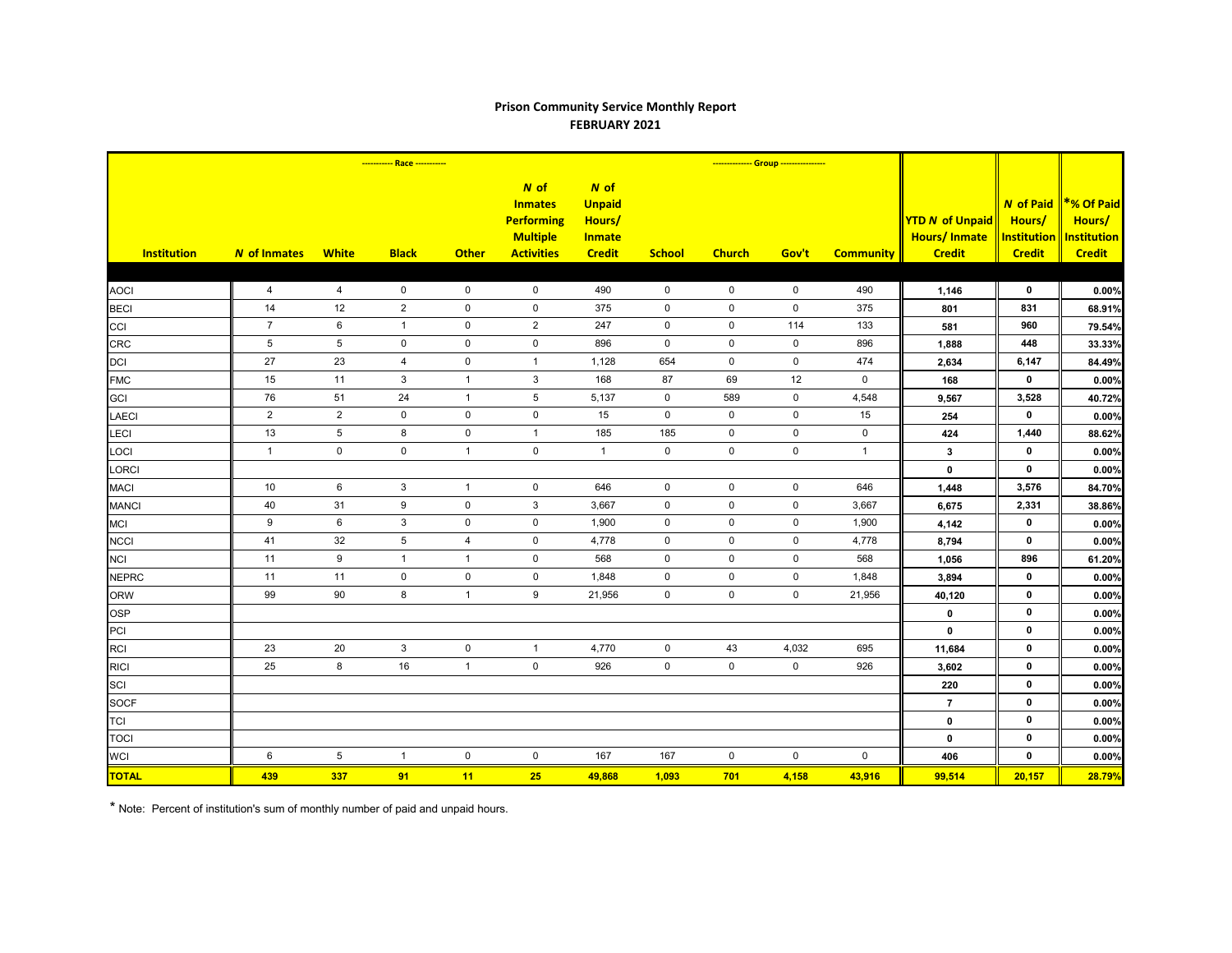## Prison Community Service Monthly Report
## FEBRUARY 2021

| Institution | *N* of Inmates | ---------- Race ---------- White | Black | Other | *N* of Inmates Performing Multiple Activities | *N* of Unpaid Hours/ Inmate Credit | ------------ Group ------------ School | Church | Gov't | Community | YTD *N* of Unpaid Hours/ Inmate Credit | *N* of Paid Hours/ Institution Credit | *% Of Paid Hours/ Institution Credit |
|---|---|---|---|---|---|---|---|---|---|---|---|---|---|
| AOCI | 4 | 4 | 0 | 0 | 0 | 490 | 0 | 0 | 0 | 490 | 1,146 | 0 | 0.00% |
| BECI | 14 | 12 | 2 | 0 | 0 | 375 | 0 | 0 | 0 | 375 | 801 | 831 | 68.91% |
| CCI | 7 | 6 | 1 | 0 | 2 | 247 | 0 | 0 | 114 | 133 | 581 | 960 | 79.54% |
| CRC | 5 | 5 | 0 | 0 | 0 | 896 | 0 | 0 | 0 | 896 | 1,888 | 448 | 33.33% |
| DCI | 27 | 23 | 4 | 0 | 1 | 1,128 | 654 | 0 | 0 | 474 | 2,634 | 6,147 | 84.49% |
| FMC | 15 | 11 | 3 | 1 | 3 | 168 | 87 | 69 | 12 | 0 | 168 | 0 | 0.00% |
| GCI | 76 | 51 | 24 | 1 | 5 | 5,137 | 0 | 589 | 0 | 4,548 | 9,567 | 3,528 | 40.72% |
| LAECI | 2 | 2 | 0 | 0 | 0 | 15 | 0 | 0 | 0 | 15 | 254 | 0 | 0.00% |
| LECI | 13 | 5 | 8 | 0 | 1 | 185 | 185 | 0 | 0 | 0 | 424 | 1,440 | 88.62% |
| LOCI | 1 | 0 | 0 | 1 | 0 | 1 | 0 | 0 | 0 | 1 | 3 | 0 | 0.00% |
| LORCI | | | | | | | | | | | 0 | 0 | 0.00% |
| MACI | 10 | 6 | 3 | 1 | 0 | 646 | 0 | 0 | 0 | 646 | 1,448 | 3,576 | 84.70% |
| MANCI | 40 | 31 | 9 | 0 | 3 | 3,667 | 0 | 0 | 0 | 3,667 | 6,675 | 2,331 | 38.86% |
| MCI | 9 | 6 | 3 | 0 | 0 | 1,900 | 0 | 0 | 0 | 1,900 | 4,142 | 0 | 0.00% |
| NCCI | 41 | 32 | 5 | 4 | 0 | 4,778 | 0 | 0 | 0 | 4,778 | 8,794 | 0 | 0.00% |
| NCI | 11 | 9 | 1 | 1 | 0 | 568 | 0 | 0 | 0 | 568 | 1,056 | 896 | 61.20% |
| NEPRC | 11 | 11 | 0 | 0 | 0 | 1,848 | 0 | 0 | 0 | 1,848 | 3,894 | 0 | 0.00% |
| ORW | 99 | 90 | 8 | 1 | 9 | 21,956 | 0 | 0 | 0 | 21,956 | 40,120 | 0 | 0.00% |
| OSP | | | | | | | | | | | 0 | 0 | 0.00% |
| PCI | | | | | | | | | | | 0 | 0 | 0.00% |
| RCI | 23 | 20 | 3 | 0 | 1 | 4,770 | 0 | 43 | 4,032 | 695 | 11,684 | 0 | 0.00% |
| RICI | 25 | 8 | 16 | 1 | 0 | 926 | 0 | 0 | 0 | 926 | 3,602 | 0 | 0.00% |
| SCI | | | | | | | | | | | 220 | 0 | 0.00% |
| SOCF | | | | | | | | | | | 7 | 0 | 0.00% |
| TCI | | | | | | | | | | | 0 | 0 | 0.00% |
| TOCI | | | | | | | | | | | 0 | 0 | 0.00% |
| WCI | 6 | 5 | 1 | 0 | 0 | 167 | 167 | 0 | 0 | 0 | 406 | 0 | 0.00% |
| **TOTAL** | **439** | **337** | **91** | **11** | **25** | **49,868** | **1,093** | **701** | **4,158** | **43,916** | **99,514** | **20,157** | **28.79%** |

* Note: Percent of institution's sum of monthly number of paid and unpaid hours.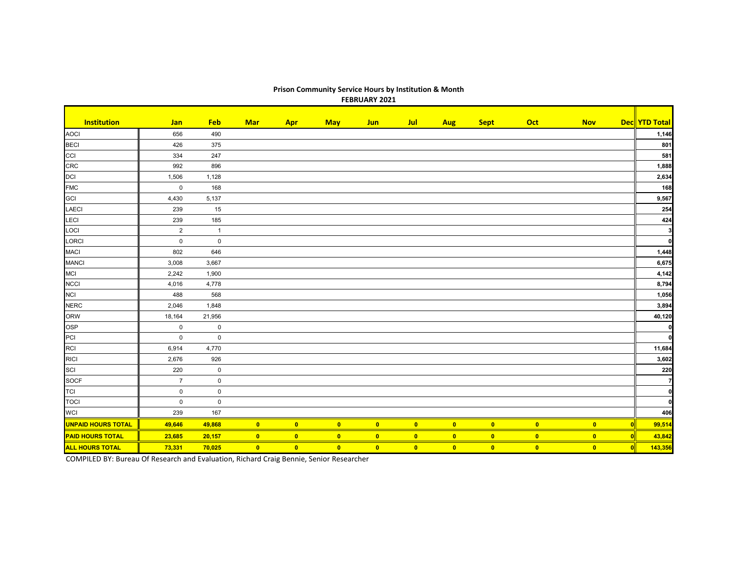**Prison Community Service Hours by Institution & Month**
**FEBRUARY 2021**

| Institution | Jan | Feb | Mar | Apr | May | Jun | Jul | Aug | Sept | Oct | Nov | Dec | YTD Total |
|---|---|---|---|---|---|---|---|---|---|---|---|---|---|
| AOCI | 656 | 490 | | | | | | | | | | | 1,146 |
| BECI | 426 | 375 | | | | | | | | | | | 801 |
| CCI | 334 | 247 | | | | | | | | | | | 581 |
| CRC | 992 | 896 | | | | | | | | | | | 1,888 |
| DCI | 1,506 | 1,128 | | | | | | | | | | | 2,634 |
| FMC | 0 | 168 | | | | | | | | | | | 168 |
| GCI | 4,430 | 5,137 | | | | | | | | | | | 9,567 |
| LAECI | 239 | 15 | | | | | | | | | | | 254 |
| LECI | 239 | 185 | | | | | | | | | | | 424 |
| LOCI | 2 | 1 | | | | | | | | | | | 3 |
| LORCI | 0 | 0 | | | | | | | | | | | 0 |
| MACI | 802 | 646 | | | | | | | | | | | 1,448 |
| MANCI | 3,008 | 3,667 | | | | | | | | | | | 6,675 |
| MCI | 2,242 | 1,900 | | | | | | | | | | | 4,142 |
| NCCI | 4,016 | 4,778 | | | | | | | | | | | 8,794 |
| NCI | 488 | 568 | | | | | | | | | | | 1,056 |
| NERC | 2,046 | 1,848 | | | | | | | | | | | 3,894 |
| ORW | 18,164 | 21,956 | | | | | | | | | | | 40,120 |
| OSP | 0 | 0 | | | | | | | | | | | 0 |
| PCI | 0 | 0 | | | | | | | | | | | 0 |
| RCI | 6,914 | 4,770 | | | | | | | | | | | 11,684 |
| RICI | 2,676 | 926 | | | | | | | | | | | 3,602 |
| SCI | 220 | 0 | | | | | | | | | | | 220 |
| SOCF | 7 | 0 | | | | | | | | | | | 7 |
| TCI | 0 | 0 | | | | | | | | | | | 0 |
| TOCI | 0 | 0 | | | | | | | | | | | 0 |
| WCI | 239 | 167 | | | | | | | | | | | 406 |
| **UNPAID HOURS TOTAL** | **49,646** | **49,868** | **0** | **0** | **0** | **0** | **0** | **0** | **0** | **0** | **0** | **0** | **99,514** |
| **PAID HOURS TOTAL** | **23,685** | **20,157** | **0** | **0** | **0** | **0** | **0** | **0** | **0** | **0** | **0** | **0** | **43,842** |
| **ALL HOURS TOTAL** | **73,331** | **70,025** | **0** | **0** | **0** | **0** | **0** | **0** | **0** | **0** | **0** | **0** | **143,356** |

COMPILED BY: Bureau Of Research and Evaluation, Richard Craig Bennie, Senior Researcher